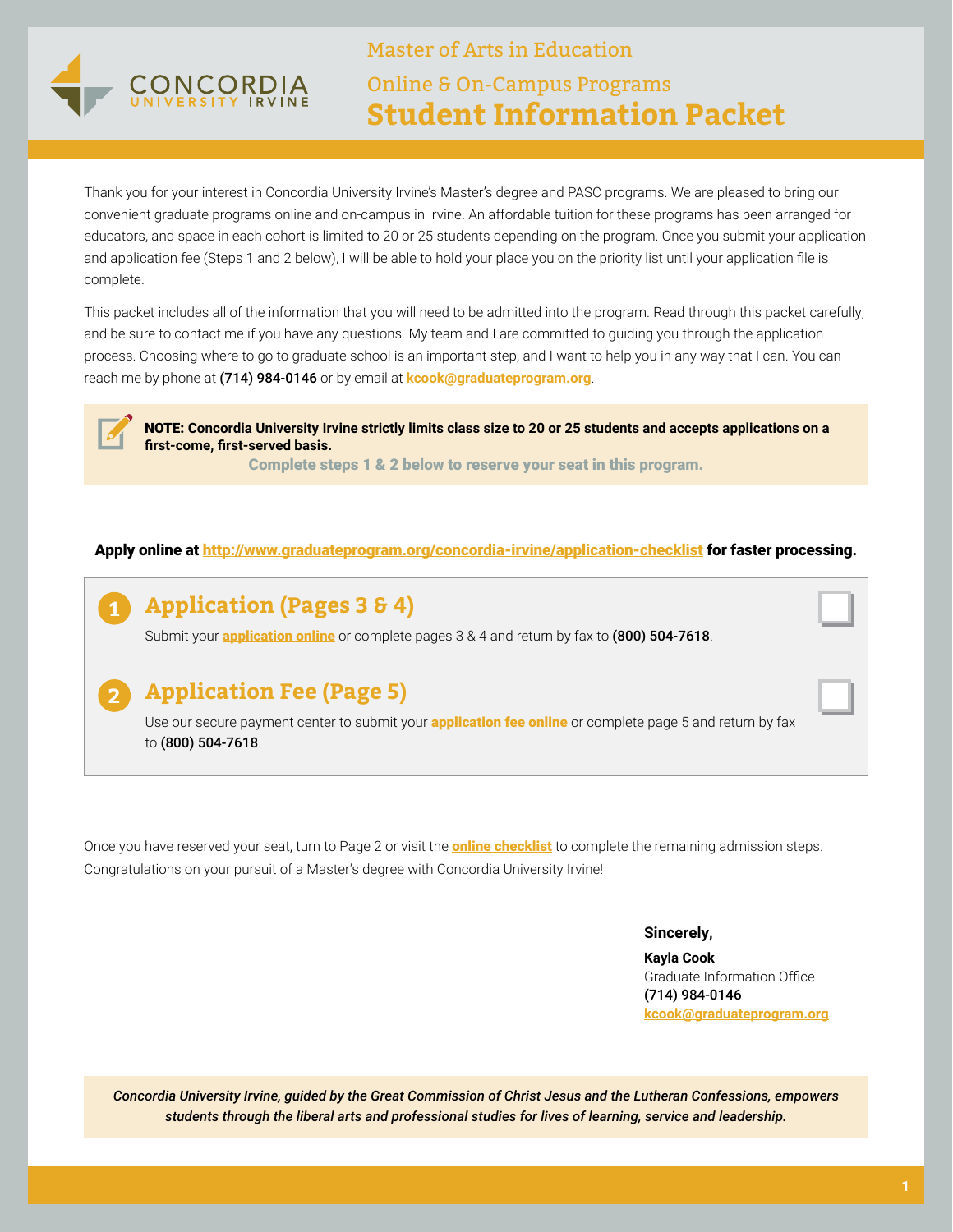CONCORDIA UNIVERSITY IRVINE

# Master of Arts in Education

## Online & On-Campus Programs

# Student Information Packet

Thank you for your interest in Concordia University Irvine's Master's degree and PASC programs. We are pleased to bring our convenient graduate programs online and on-campus in Irvine. An affordable tuition for these programs has been arranged for educators, and space in each cohort is limited to 20 or 25 students depending on the program. Once you submit your application and application fee (Steps 1 and 2 below), I will be able to hold your place you on the priority list until your application file is complete.

This packet includes all of the information that you will need to be admitted into the program. Read through this packet carefully, and be sure to contact me if you have any questions. My team and I are committed to guiding you through the application process. Choosing where to go to graduate school is an important step, and I want to help you in any way that I can. You can reach me by phone at **(714) 984-0146** or by email at **kcook@graduateprogram.org**.

**NOTE: Concordia University Irvine strictly limits class size to 20 or 25 students and accepts applications on a first-come, first-served basis.**

**Complete steps 1 & 2 below to reserve your seat in this program.**

**Apply online at http://www.graduateprogram.org/concordia-irvine/application-checklist for faster processing.**

## 1 Application (Pages 3 & 4)

Submit your **application online** or complete pages 3 & 4 and return by fax to **(800) 504-7618**.

## 2 Application Fee (Page 5)

Use our secure payment center to submit your **application fee online** or complete page 5 and return by fax to **(800) 504-7618**.

Once you have reserved your seat, turn to Page 2 or visit the **online checklist** to complete the remaining admission steps. Congratulations on your pursuit of a Master's degree with Concordia University Irvine!

**Sincerely,**

**Kayla Cook**
Graduate Information Office
**(714) 984-0146**
**kcook@graduateprogram.org**

***Concordia University Irvine, guided by the Great Commission of Christ Jesus and the Lutheran Confessions, empowers students through the liberal arts and professional studies for lives of learning, service and leadership.***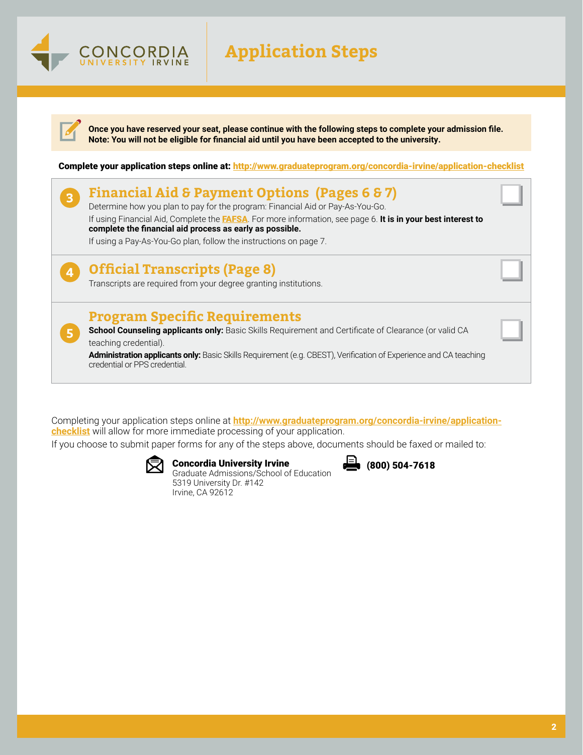# Application Steps

**Once you have reserved your seat, please continue with the following steps to complete your admission file.**
**Note: You will not be eligible for financial aid until you have been accepted to the university.**

**Complete your application steps online at: http://www.graduateprogram.org/concordia-irvine/application-checklist**

## 3 Financial Aid & Payment Options (Pages 6 & 7)

Determine how you plan to pay for the program: Financial Aid or Pay-As-You-Go.

If using Financial Aid, Complete the FAFSA. For more information, see page 6. **It is in your best interest to complete the financial aid process as early as possible.**

If using a Pay-As-You-Go plan, follow the instructions on page 7.

## 4 Official Transcripts (Page 8)

Transcripts are required from your degree granting institutions.

## 5 Program Specific Requirements

**School Counseling applicants only:** Basic Skills Requirement and Certificate of Clearance (or valid CA teaching credential).

**Administration applicants only:** Basic Skills Requirement (e.g. CBEST), Verification of Experience and CA teaching credential or PPS credential.

Completing your application steps online at **http://www.graduateprogram.org/concordia-irvine/application-checklist** will allow for more immediate processing of your application.

If you choose to submit paper forms for any of the steps above, documents should be faxed or mailed to:

**Concordia University Irvine**
Graduate Admissions/School of Education
5319 University Dr. #142
Irvine, CA 92612

**(800) 504-7618**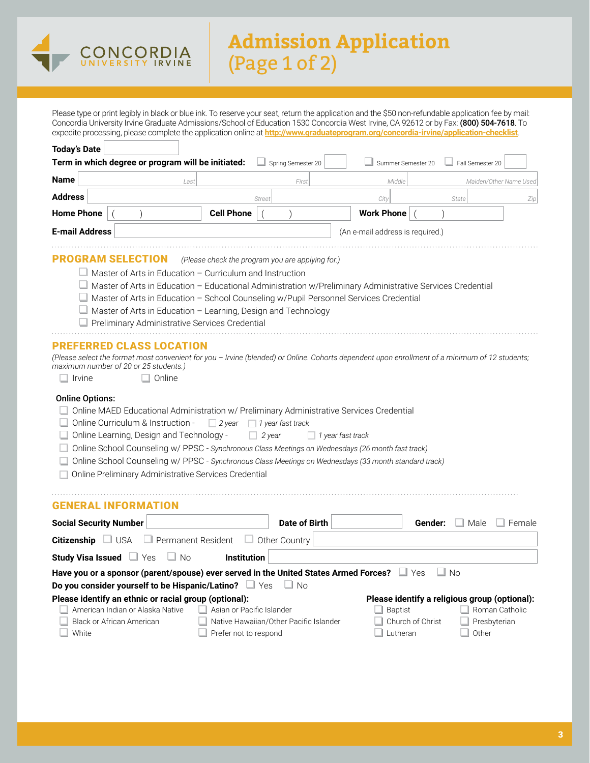CONCORDIA UNIVERSITY IRVINE

# Admission Application (Page 1 of 2)

Please type or print legibly in black or blue ink. To reserve your seat, return the application and the $50 non-refundable application fee by mail: Concordia University Irvine Graduate Admissions/School of Education 1530 Concordia West Irvine, CA 92612 or by Fax: **(800) 504-7618**. To expedite processing, please complete the application online at **http://www.graduateprogram.org/concordia-irvine/application-checklist**.

**Today's Date** ____________

**Term in which degree or program will be initiated:** ☐ Spring Semester 20____ ☐ Summer Semester 20____ ☐ Fall Semester 20____

**Name** ____________ Last ____________ First ____________ Middle ____________ Maiden/Other Name Used

**Address** ____________ Street ____________ City ____________ State ____________ Zip

**Home Phone** (     ) **Cell Phone** (     ) **Work Phone** (     )

**E-mail Address** ____________ (An e-mail address is required.)

## PROGRAM SELECTION

*(Please check the program you are applying for.)*

- ☐ Master of Arts in Education – Curriculum and Instruction
- ☐ Master of Arts in Education – Educational Administration w/Preliminary Administrative Services Credential
- ☐ Master of Arts in Education – School Counseling w/Pupil Personnel Services Credential
- ☐ Master of Arts in Education – Learning, Design and Technology
- ☐ Preliminary Administrative Services Credential

## PREFERRED CLASS LOCATION

*(Please select the format most convenient for you – Irvine (blended) or Online. Cohorts dependent upon enrollment of a minimum of 12 students; maximum number of 20 or 25 students.)*

☐ Irvine ☐ Online

**Online Options:**

- ☐ Online MAED Educational Administration w/ Preliminary Administrative Services Credential
- ☐ Online Curriculum & Instruction - ☐ *2 year* ☐ *1 year fast track*
- ☐ Online Learning, Design and Technology - ☐ *2 year* ☐ *1 year fast track*
- ☐ Online School Counseling w/ PPSC - *Synchronous Class Meetings on Wednesdays (26 month fast track)*
- ☐ Online School Counseling w/ PPSC - *Synchronous Class Meetings on Wednesdays (33 month standard track)*
- ☐ Online Preliminary Administrative Services Credential

## GENERAL INFORMATION

**Social Security Number** ____________ **Date of Birth** ____________ **Gender:** ☐ Male ☐ Female

**Citizenship** ☐ USA ☐ Permanent Resident ☐ Other Country ____________

**Study Visa Issued** ☐ Yes ☐ No **Institution** ____________

**Have you or a sponsor (parent/spouse) ever served in the United States Armed Forces?** ☐ Yes ☐ No

**Do you consider yourself to be Hispanic/Latino?** ☐ Yes ☐ No

**Please identify an ethnic or racial group (optional):**

- ☐ American Indian or Alaska Native
- ☐ Asian or Pacific Islander
- ☐ Black or African American
- ☐ Native Hawaiian/Other Pacific Islander
- ☐ White
- ☐ Prefer not to respond

**Please identify a religious group (optional):**

- ☐ Baptist
- ☐ Roman Catholic
- ☐ Church of Christ
- ☐ Presbyterian
- ☐ Lutheran
- ☐ Other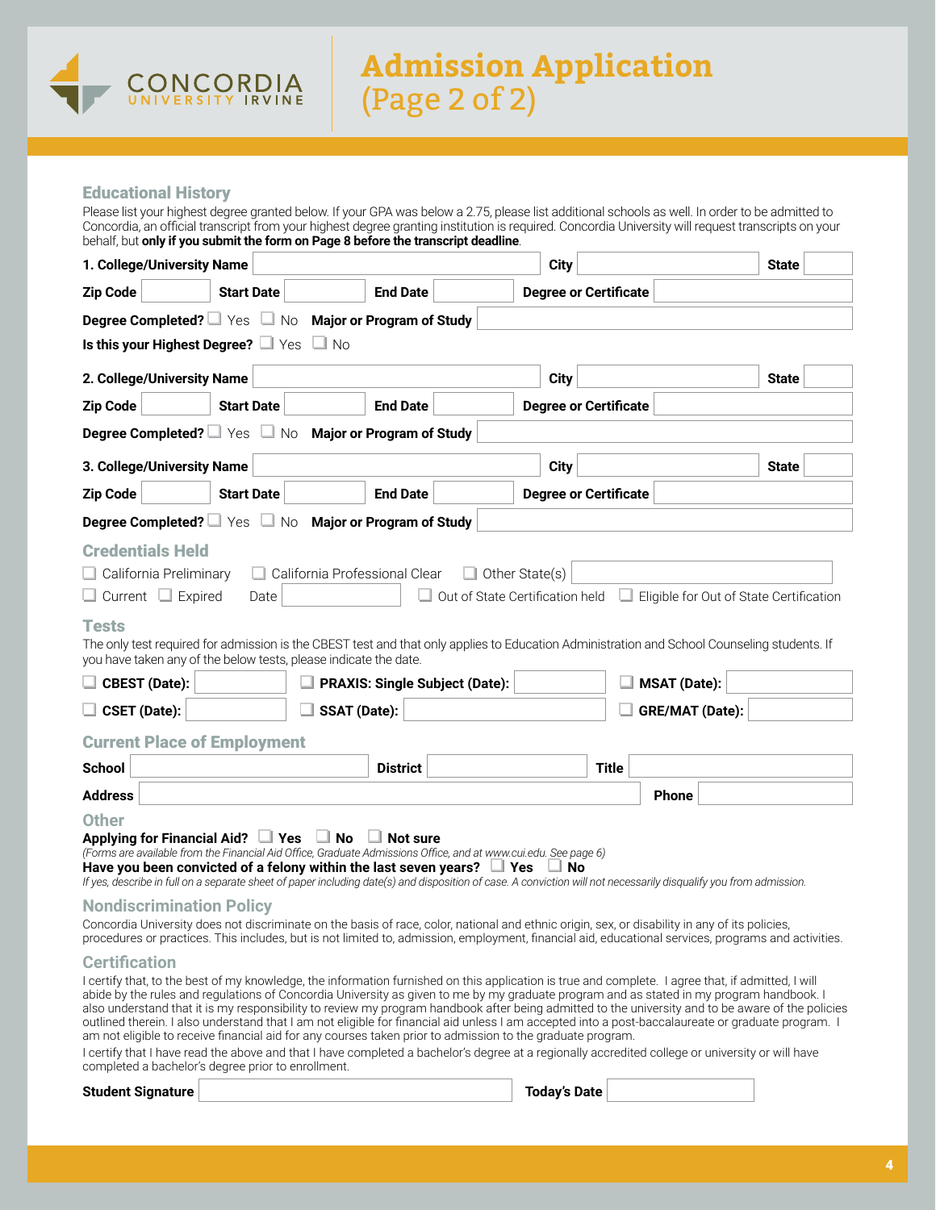# Admission Application (Page 2 of 2)

## Educational History

Please list your highest degree granted below. If your GPA was below a 2.75, please list additional schools as well. In order to be admitted to Concordia, an official transcript from your highest degree granting institution is required. Concordia University will request transcripts on your behalf, but **only if you submit the form on Page 8 before the transcript deadline**.

**1. College/University Name** ______ **City** ______ **State** ______

**Zip Code** ______ **Start Date** ______ **End Date** ______ **Degree or Certificate** ______

**Degree Completed?** ☐ Yes ☐ No **Major or Program of Study** ______

**Is this your Highest Degree?** ☐ Yes ☐ No

**2. College/University Name** ______ **City** ______ **State** ______

**Zip Code** ______ **Start Date** ______ **End Date** ______ **Degree or Certificate** ______

**Degree Completed?** ☐ Yes ☐ No **Major or Program of Study** ______

**3. College/University Name** ______ **City** ______ **State** ______

**Zip Code** ______ **Start Date** ______ **End Date** ______ **Degree or Certificate** ______

**Degree Completed?** ☐ Yes ☐ No **Major or Program of Study** ______

## Credentials Held

☐ California Preliminary ☐ California Professional Clear ☐ Other State(s) ______

☐ Current ☐ Expired Date ______ ☐ Out of State Certification held ☐ Eligible for Out of State Certification

## Tests

The only test required for admission is the CBEST test and that only applies to Education Administration and School Counseling students. If you have taken any of the below tests, please indicate the date.

☐ **CBEST (Date):** ______ ☐ **PRAXIS: Single Subject (Date):** ______ ☐ **MSAT (Date):** ______

☐ **CSET (Date):** ______ ☐ **SSAT (Date):** ______ ☐ **GRE/MAT (Date):** ______

## Current Place of Employment

**School** ______ **District** ______ **Title** ______

**Address** ______ **Phone** ______

## Other

**Applying for Financial Aid?** ☐ **Yes** ☐ **No** ☐ **Not sure**

*(Forms are available from the Financial Aid Office, Graduate Admissions Office, and at www.cui.edu. See page 6)*

**Have you been convicted of a felony within the last seven years?** ☐ **Yes** ☐ **No**

*If yes, describe in full on a separate sheet of paper including date(s) and disposition of case. A conviction will not necessarily disqualify you from admission.*

## Nondiscrimination Policy

Concordia University does not discriminate on the basis of race, color, national and ethnic origin, sex, or disability in any of its policies, procedures or practices. This includes, but is not limited to, admission, employment, financial aid, educational services, programs and activities.

## Certification

I certify that, to the best of my knowledge, the information furnished on this application is true and complete. I agree that, if admitted, I will abide by the rules and regulations of Concordia University as given to me by my graduate program and as stated in my program handbook. I also understand that it is my responsibility to review my program handbook after being admitted to the university and to be aware of the policies outlined therein. I also understand that I am not eligible for financial aid unless I am accepted into a post-baccalaureate or graduate program. I am not eligible to receive financial aid for any courses taken prior to admission to the graduate program.

I certify that I have read the above and that I have completed a bachelor's degree at a regionally accredited college or university or will have completed a bachelor's degree prior to enrollment.

**Student Signature** ______ **Today's Date** ______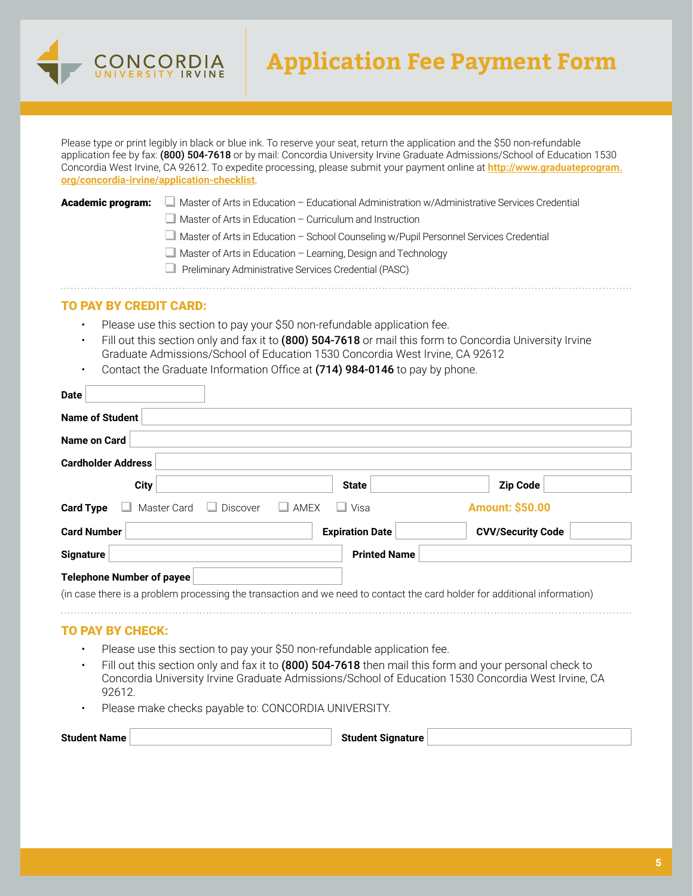# Application Fee Payment Form

Please type or print legibly in black or blue ink. To reserve your seat, return the application and the $50 non-refundable application fee by fax: **(800) 504-7618** or by mail: Concordia University Irvine Graduate Admissions/School of Education 1530 Concordia West Irvine, CA 92612. To expedite processing, please submit your payment online at [http://www.graduateprogram.org/concordia-irvine/application-checklist](http://www.graduateprogram.org/concordia-irvine/application-checklist).

**Academic program:**

- ☐ Master of Arts in Education – Educational Administration w/Administrative Services Credential
- ☐ Master of Arts in Education – Curriculum and Instruction
- ☐ Master of Arts in Education – School Counseling w/Pupil Personnel Services Credential
- ☐ Master of Arts in Education – Learning, Design and Technology
- ☐ Preliminary Administrative Services Credential (PASC)

## TO PAY BY CREDIT CARD:

- Please use this section to pay your $50 non-refundable application fee.
- Fill out this section only and fax it to **(800) 504-7618** or mail this form to Concordia University Irvine Graduate Admissions/School of Education 1530 Concordia West Irvine, CA 92612
- Contact the Graduate Information Office at **(714) 984-0146** to pay by phone.

**Date** ____________________

**Name of Student** ____________________

**Name on Card** ____________________

**Cardholder Address** ____________________

**City** ____________________ **State** ____________________ **Zip Code** ____________________

**Card Type** ☐ Master Card ☐ Discover ☐ AMEX ☐ Visa **Amount: $50.00**

**Card Number** ____________________ **Expiration Date** ____________________ **CVV/Security Code** ____________________

**Signature** ____________________ **Printed Name** ____________________

**Telephone Number of payee** ____________________

(in case there is a problem processing the transaction and we need to contact the card holder for additional information)

## TO PAY BY CHECK:

- Please use this section to pay your $50 non-refundable application fee.
- Fill out this section only and fax it to **(800) 504-7618** then mail this form and your personal check to Concordia University Irvine Graduate Admissions/School of Education 1530 Concordia West Irvine, CA 92612.
- Please make checks payable to: CONCORDIA UNIVERSITY.

**Student Name** ____________________ **Student Signature** ____________________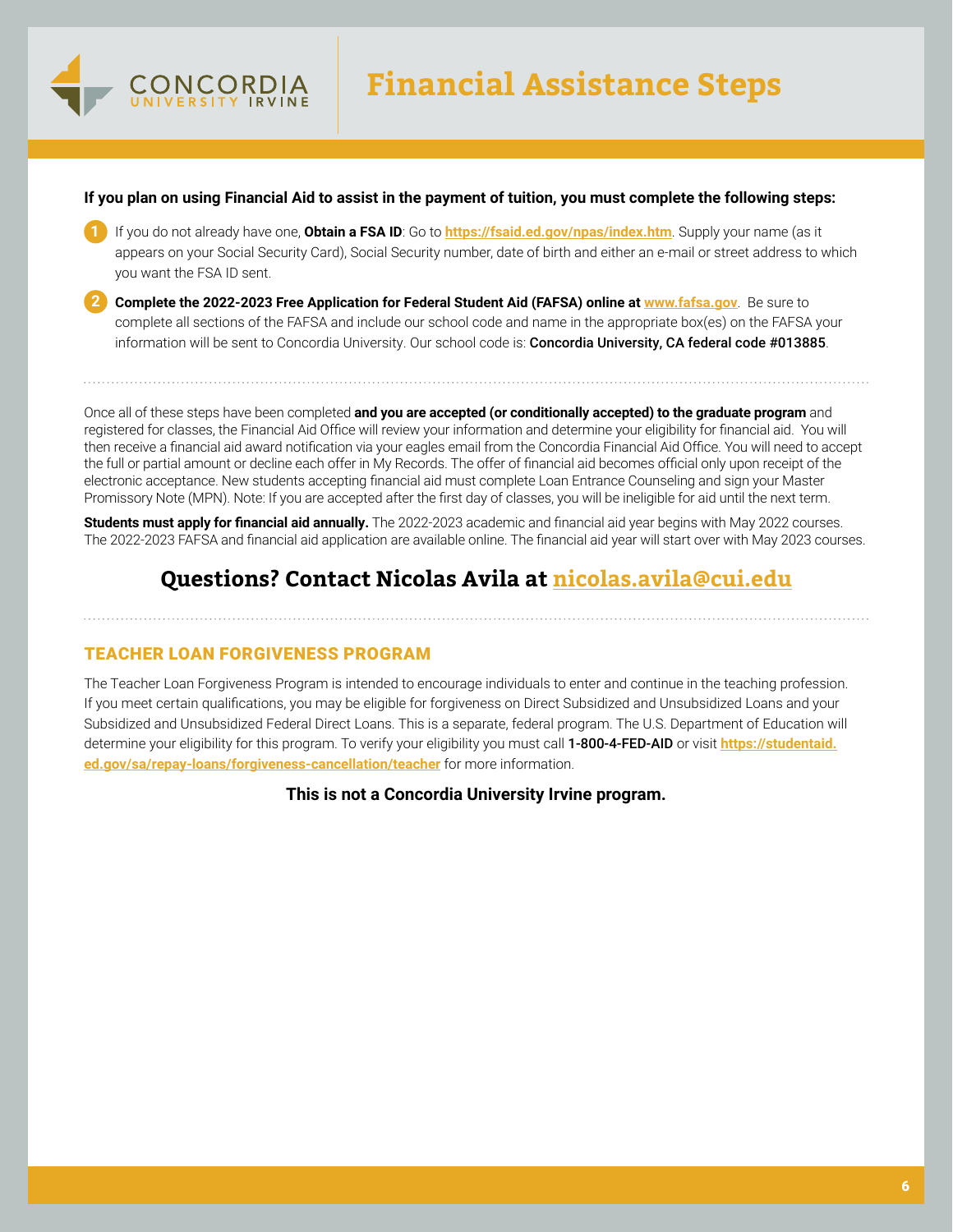CONCORDIA UNIVERSITY IRVINE

# Financial Assistance Steps

**If you plan on using Financial Aid to assist in the payment of tuition, you must complete the following steps:**

1. If you do not already have one, **Obtain a FSA ID**: Go to **https://fsaid.ed.gov/npas/index.htm**. Supply your name (as it appears on your Social Security Card), Social Security number, date of birth and either an e-mail or street address to which you want the FSA ID sent.
2. **Complete the 2022-2023 Free Application for Federal Student Aid (FAFSA) online at www.fafsa.gov**. Be sure to complete all sections of the FAFSA and include our school code and name in the appropriate box(es) on the FAFSA your information will be sent to Concordia University. Our school code is: **Concordia University, CA federal code #013885**.

---

Once all of these steps have been completed **and you are accepted (or conditionally accepted) to the graduate program** and registered for classes, the Financial Aid Office will review your information and determine your eligibility for financial aid. You will then receive a financial aid award notification via your eagles email from the Concordia Financial Aid Office. You will need to accept the full or partial amount or decline each offer in My Records. The offer of financial aid becomes official only upon receipt of the electronic acceptance. New students accepting financial aid must complete Loan Entrance Counseling and sign your Master Promissory Note (MPN). Note: If you are accepted after the first day of classes, you will be ineligible for aid until the next term.

**Students must apply for financial aid annually.** The 2022-2023 academic and financial aid year begins with May 2022 courses. The 2022-2023 FAFSA and financial aid application are available online. The financial aid year will start over with May 2023 courses.

## Questions? Contact Nicolas Avila at nicolas.avila@cui.edu

---

### TEACHER LOAN FORGIVENESS PROGRAM

The Teacher Loan Forgiveness Program is intended to encourage individuals to enter and continue in the teaching profession. If you meet certain qualifications, you may be eligible for forgiveness on Direct Subsidized and Unsubsidized Loans and your Subsidized and Unsubsidized Federal Direct Loans. This is a separate, federal program. The U.S. Department of Education will determine your eligibility for this program. To verify your eligibility you must call **1-800-4-FED-AID** or visit **https://studentaid.ed.gov/sa/repay-loans/forgiveness-cancellation/teacher** for more information.

**This is not a Concordia University Irvine program.**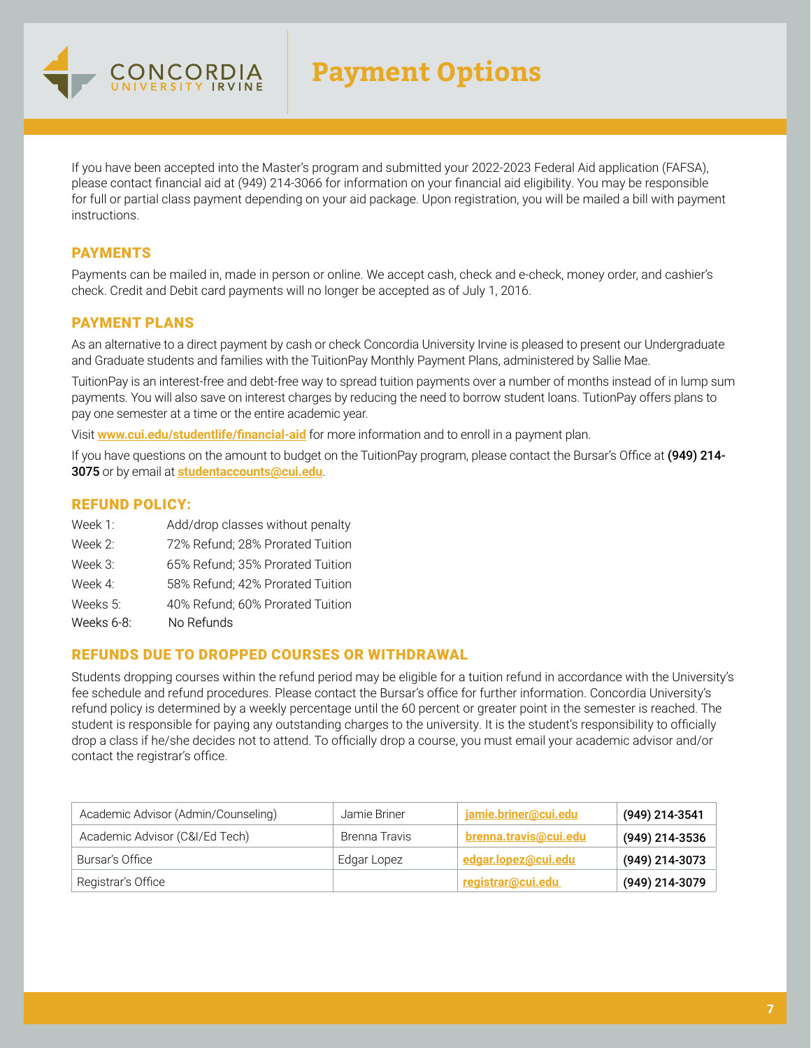# Payment Options

If you have been accepted into the Master's program and submitted your 2022-2023 Federal Aid application (FAFSA), please contact financial aid at (949) 214-3066 for information on your financial aid eligibility. You may be responsible for full or partial class payment depending on your aid package. Upon registration, you will be mailed a bill with payment instructions.

## PAYMENTS

Payments can be mailed in, made in person or online. We accept cash, check and e-check, money order, and cashier's check. Credit and Debit card payments will no longer be accepted as of July 1, 2016.

## PAYMENT PLANS

As an alternative to a direct payment by cash or check Concordia University Irvine is pleased to present our Undergraduate and Graduate students and families with the TuitionPay Monthly Payment Plans, administered by Sallie Mae.

TuitionPay is an interest-free and debt-free way to spread tuition payments over a number of months instead of in lump sum payments. You will also save on interest charges by reducing the need to borrow student loans. TuitionPay offers plans to pay one semester at a time or the entire academic year.

Visit **www.cui.edu/studentlife/financial-aid** for more information and to enroll in a payment plan.

If you have questions on the amount to budget on the TuitionPay program, please contact the Bursar's Office at **(949) 214-3075** or by email at **studentaccounts@cui.edu**.

## REFUND POLICY:

| | |
|---|---|
| Week 1: | Add/drop classes without penalty |
| Week 2: | 72% Refund; 28% Prorated Tuition |
| Week 3: | 65% Refund; 35% Prorated Tuition |
| Week 4: | 58% Refund; 42% Prorated Tuition |
| Weeks 5: | 40% Refund; 60% Prorated Tuition |
| Weeks 6-8: | No Refunds |

## REFUNDS DUE TO DROPPED COURSES OR WITHDRAWAL

Students dropping courses within the refund period may be eligible for a tuition refund in accordance with the University's fee schedule and refund procedures. Please contact the Bursar's office for further information. Concordia University's refund policy is determined by a weekly percentage until the 60 percent or greater point in the semester is reached. The student is responsible for paying any outstanding charges to the university. It is the student's responsibility to officially drop a class if he/she decides not to attend. To officially drop a course, you must email your academic advisor and/or contact the registrar's office.

| | | | |
|---|---|---|---|
| Academic Advisor (Admin/Counseling) | Jamie Briner | jamie.briner@cui.edu | (949) 214-3541 |
| Academic Advisor (C&I/Ed Tech) | Brenna Travis | brenna.travis@cui.edu | (949) 214-3536 |
| Bursar's Office | Edgar Lopez | edgar.lopez@cui.edu | (949) 214-3073 |
| Registrar's Office | | registrar@cui.edu | (949) 214-3079 |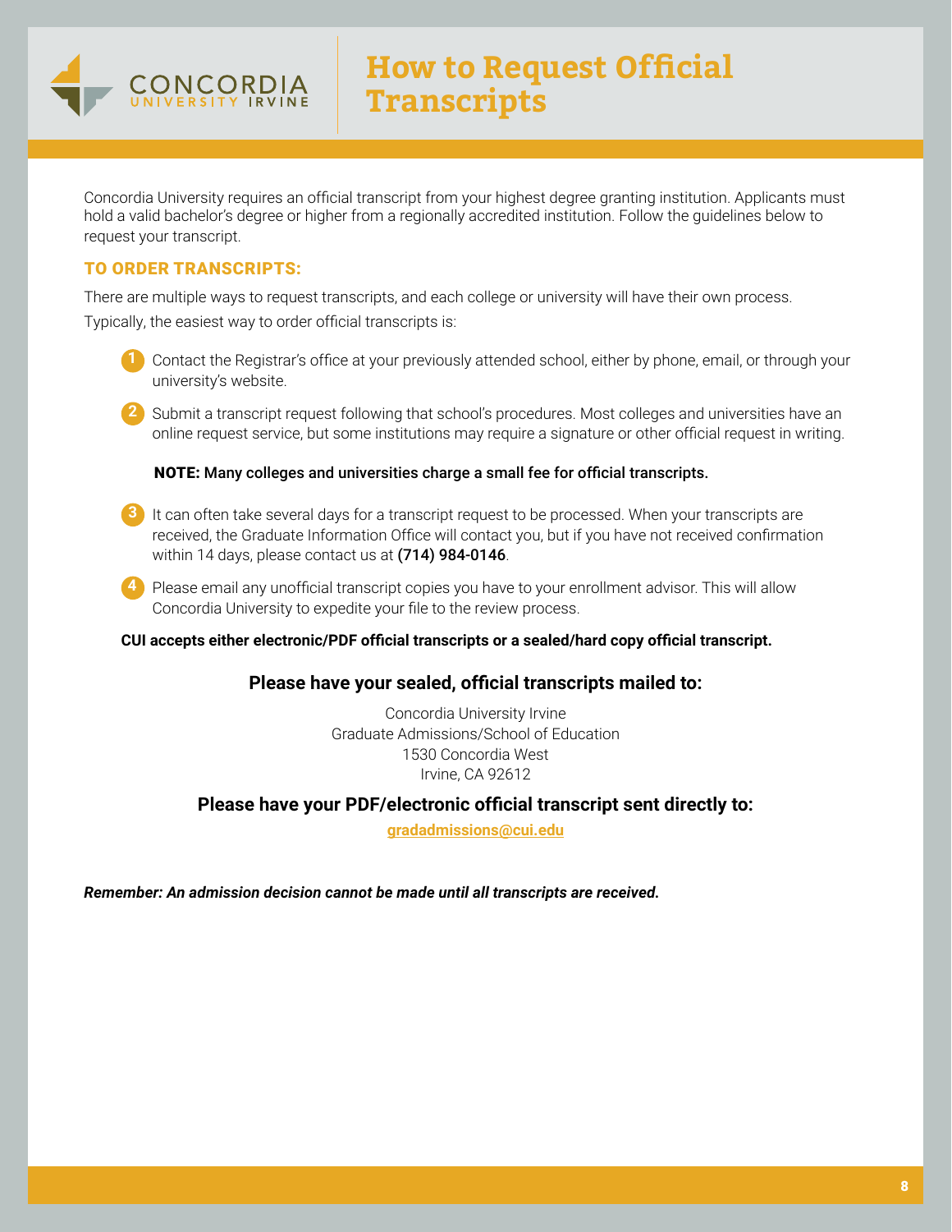# How to Request Official Transcripts

Concordia University requires an official transcript from your highest degree granting institution. Applicants must hold a valid bachelor's degree or higher from a regionally accredited institution. Follow the guidelines below to request your transcript.

## TO ORDER TRANSCRIPTS:

There are multiple ways to request transcripts, and each college or university will have their own process. Typically, the easiest way to order official transcripts is:

1. Contact the Registrar's office at your previously attended school, either by phone, email, or through your university's website.
2. Submit a transcript request following that school's procedures. Most colleges and universities have an online request service, but some institutions may require a signature or other official request in writing.

   **NOTE: Many colleges and universities charge a small fee for official transcripts.**

3. It can often take several days for a transcript request to be processed. When your transcripts are received, the Graduate Information Office will contact you, but if you have not received confirmation within 14 days, please contact us at **(714) 984-0146**.
4. Please email any unofficial transcript copies you have to your enrollment advisor. This will allow Concordia University to expedite your file to the review process.

**CUI accepts either electronic/PDF official transcripts or a sealed/hard copy official transcript.**

**Please have your sealed, official transcripts mailed to:**

Concordia University Irvine
Graduate Admissions/School of Education
1530 Concordia West
Irvine, CA 92612

**Please have your PDF/electronic official transcript sent directly to:**

gradadmissions@cui.edu

***Remember: An admission decision cannot be made until all transcripts are received.***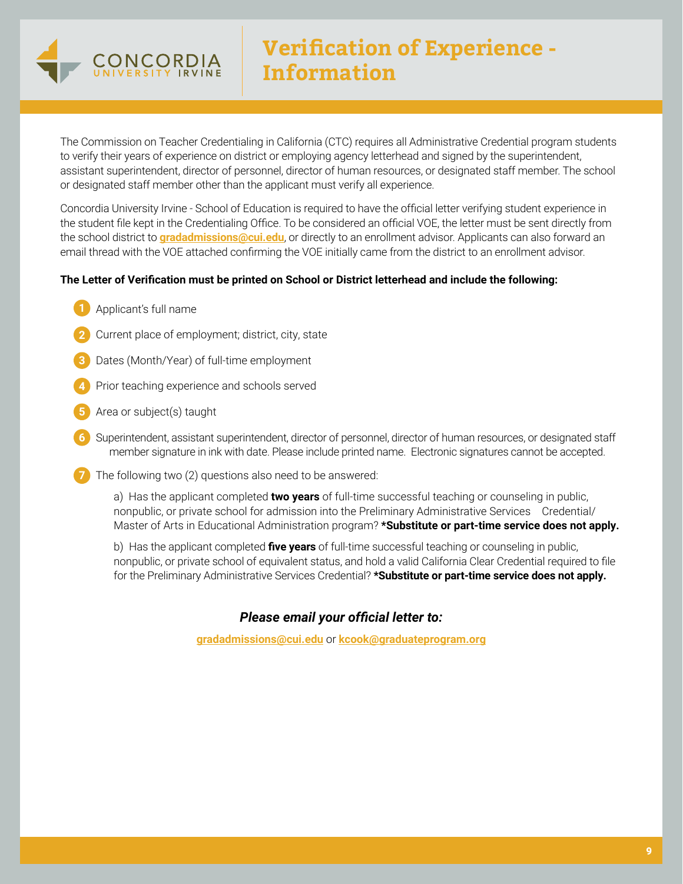# Verification of Experience - Information

The Commission on Teacher Credentialing in California (CTC) requires all Administrative Credential program students to verify their years of experience on district or employing agency letterhead and signed by the superintendent, assistant superintendent, director of personnel, director of human resources, or designated staff member. The school or designated staff member other than the applicant must verify all experience.

Concordia University Irvine - School of Education is required to have the official letter verifying student experience in the student file kept in the Credentialing Office. To be considered an official VOE, the letter must be sent directly from the school district to **gradadmissions@cui.edu**, or directly to an enrollment advisor. Applicants can also forward an email thread with the VOE attached confirming the VOE initially came from the district to an enrollment advisor.

**The Letter of Verification must be printed on School or District letterhead and include the following:**

1. Applicant's full name
2. Current place of employment; district, city, state
3. Dates (Month/Year) of full-time employment
4. Prior teaching experience and schools served
5. Area or subject(s) taught
6. Superintendent, assistant superintendent, director of personnel, director of human resources, or designated staff member signature in ink with date. Please include printed name. Electronic signatures cannot be accepted.
7. The following two (2) questions also need to be answered:

   a) Has the applicant completed **two years** of full-time successful teaching or counseling in public, nonpublic, or private school for admission into the Preliminary Administrative Services Credential/ Master of Arts in Educational Administration program? ***Substitute or part-time service does not apply.**

   b) Has the applicant completed **five years** of full-time successful teaching or counseling in public, nonpublic, or private school of equivalent status, and hold a valid California Clear Credential required to file for the Preliminary Administrative Services Credential? ***Substitute or part-time service does not apply.**

***Please email your official letter to:***

**gradadmissions@cui.edu** or **kcook@graduateprogram.org**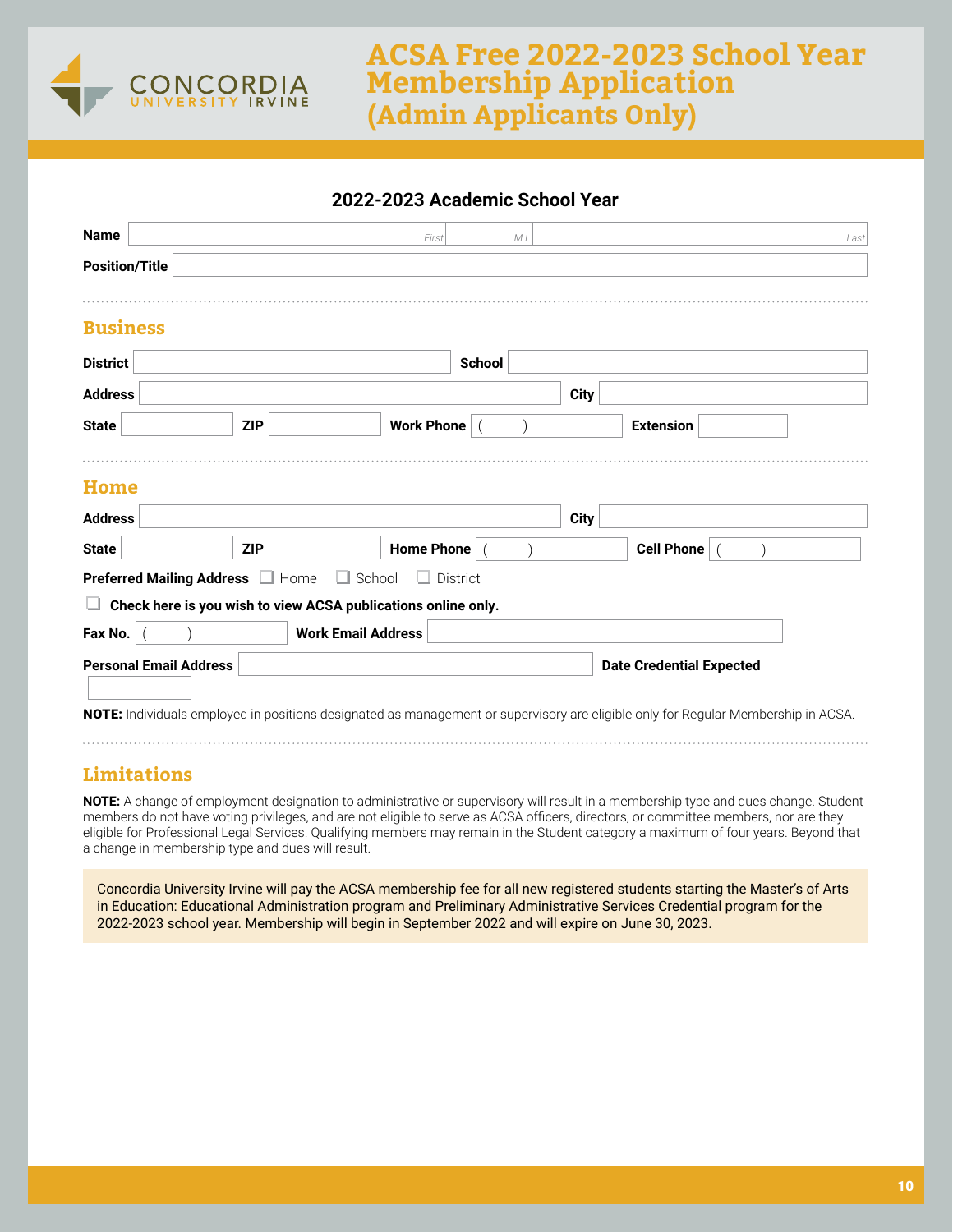CONCORDIA UNIVERSITY IRVINE

# ACSA Free 2022-2023 School Year Membership Application (Admin Applicants Only)

### 2022-2023 Academic School Year

**Name** ________________ First ________ M.I. ________________ Last

**Position/Title** ________________________________

## Business

**District** ________________ **School** ________________

**Address** ________________ **City** ________________

**State** ________ **ZIP** ________ **Work Phone** ( ) ________ **Extension** ________

## Home

**Address** ________________ **City** ________________

**State** ________ **ZIP** ________ **Home Phone** ( ) ________ **Cell Phone** ( ) ________

**Preferred Mailing Address** ☐ Home ☐ School ☐ District

☐ **Check here is you wish to view ACSA publications online only.**

**Fax No.** ( ) ________ **Work Email Address** ________________

**Personal Email Address** ________________ **Date Credential Expected** ________

**NOTE:** Individuals employed in positions designated as management or supervisory are eligible only for Regular Membership in ACSA.

## Limitations

**NOTE:** A change of employment designation to administrative or supervisory will result in a membership type and dues change. Student members do not have voting privileges, and are not eligible to serve as ACSA officers, directors, or committee members, nor are they eligible for Professional Legal Services. Qualifying members may remain in the Student category a maximum of four years. Beyond that a change in membership type and dues will result.

Concordia University Irvine will pay the ACSA membership fee for all new registered students starting the Master's of Arts in Education: Educational Administration program and Preliminary Administrative Services Credential program for the 2022-2023 school year. Membership will begin in September 2022 and will expire on June 30, 2023.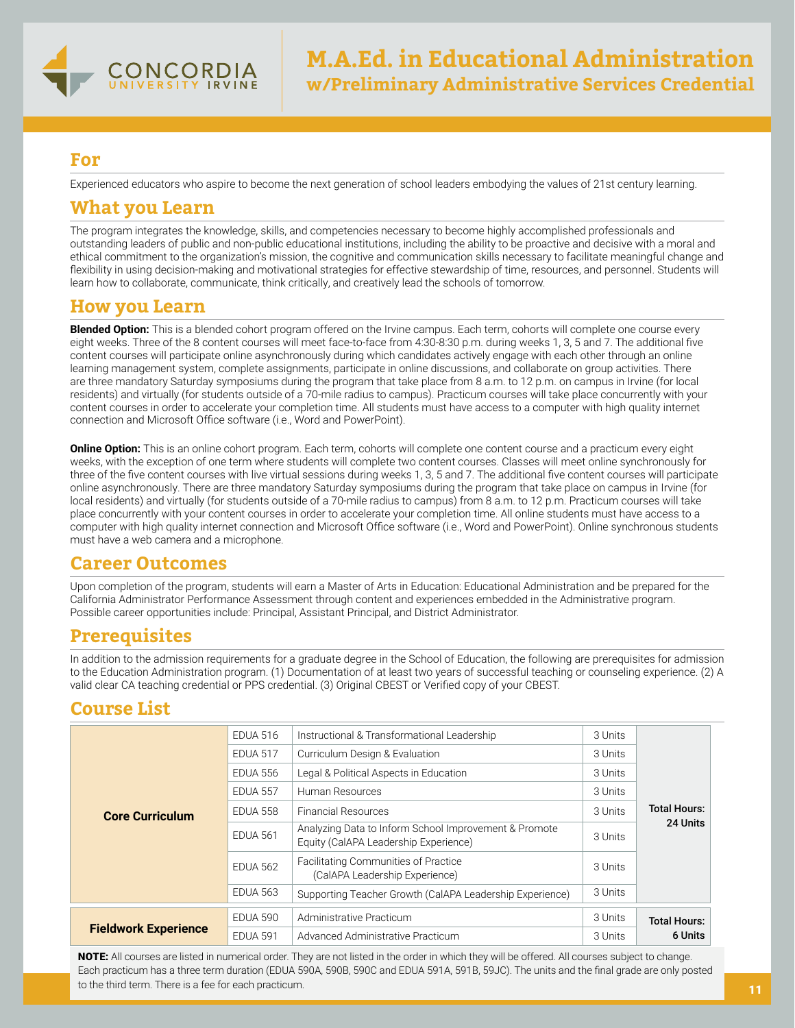# M.A.Ed. in Educational Administration
## w/Preliminary Administrative Services Credential

## For

Experienced educators who aspire to become the next generation of school leaders embodying the values of 21st century learning.

## What you Learn

The program integrates the knowledge, skills, and competencies necessary to become highly accomplished professionals and outstanding leaders of public and non-public educational institutions, including the ability to be proactive and decisive with a moral and ethical commitment to the organization's mission, the cognitive and communication skills necessary to facilitate meaningful change and flexibility in using decision-making and motivational strategies for effective stewardship of time, resources, and personnel. Students will learn how to collaborate, communicate, think critically, and creatively lead the schools of tomorrow.

## How you Learn

**Blended Option:** This is a blended cohort program offered on the Irvine campus. Each term, cohorts will complete one course every eight weeks. Three of the 8 content courses will meet face-to-face from 4:30-8:30 p.m. during weeks 1, 3, 5 and 7. The additional five content courses will participate online asynchronously during which candidates actively engage with each other through an online learning management system, complete assignments, participate in online discussions, and collaborate on group activities. There are three mandatory Saturday symposiums during the program that take place from 8 a.m. to 12 p.m. on campus in Irvine (for local residents) and virtually (for students outside of a 70-mile radius to campus). Practicum courses will take place concurrently with your content courses in order to accelerate your completion time. All students must have access to a computer with high quality internet connection and Microsoft Office software (i.e., Word and PowerPoint).

**Online Option:** This is an online cohort program. Each term, cohorts will complete one content course and a practicum every eight weeks, with the exception of one term where students will complete two content courses. Classes will meet online synchronously for three of the five content courses with live virtual sessions during weeks 1, 3, 5 and 7. The additional five content courses will participate online asynchronously. There are three mandatory Saturday symposiums during the program that take place on campus in Irvine (for local residents) and virtually (for students outside of a 70-mile radius to campus) from 8 a.m. to 12 p.m. Practicum courses will take place concurrently with your content courses in order to accelerate your completion time. All online students must have access to a computer with high quality internet connection and Microsoft Office software (i.e., Word and PowerPoint). Online synchronous students must have a web camera and a microphone.

## Career Outcomes

Upon completion of the program, students will earn a Master of Arts in Education: Educational Administration and be prepared for the California Administrator Performance Assessment through content and experiences embedded in the Administrative program. Possible career opportunities include: Principal, Assistant Principal, and District Administrator.

## Prerequisites

In addition to the admission requirements for a graduate degree in the School of Education, the following are prerequisites for admission to the Education Administration program. (1) Documentation of at least two years of successful teaching or counseling experience. (2) A valid clear CA teaching credential or PPS credential. (3) Original CBEST or Verified copy of your CBEST.

## Course List

| | | | | |
|---|---|---|---|---|
| **Core Curriculum** | EDUA 516 | Instructional & Transformational Leadership | 3 Units | **Total Hours: 24 Units** |
| | EDUA 517 | Curriculum Design & Evaluation | 3 Units | |
| | EDUA 556 | Legal & Political Aspects in Education | 3 Units | |
| | EDUA 557 | Human Resources | 3 Units | |
| | EDUA 558 | Financial Resources | 3 Units | |
| | EDUA 561 | Analyzing Data to Inform School Improvement & Promote Equity (CalAPA Leadership Experience) | 3 Units | |
| | EDUA 562 | Facilitating Communities of Practice (CalAPA Leadership Experience) | 3 Units | |
| | EDUA 563 | Supporting Teacher Growth (CalAPA Leadership Experience) | 3 Units | |
| **Fieldwork Experience** | EDUA 590 | Administrative Practicum | 3 Units | **Total Hours: 6 Units** |
| | EDUA 591 | Advanced Administrative Practicum | 3 Units | |

**NOTE:** All courses are listed in numerical order. They are not listed in the order in which they will be offered. All courses subject to change. Each practicum has a three term duration (EDUA 590A, 590B, 590C and EDUA 591A, 591B, 59JC). The units and the final grade are only posted to the third term. There is a fee for each practicum.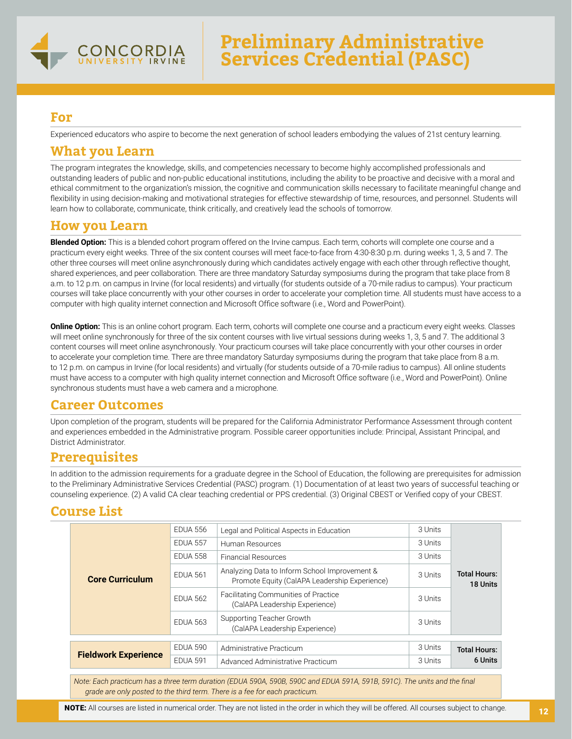# Preliminary Administrative Services Credential (PASC)

## For

Experienced educators who aspire to become the next generation of school leaders embodying the values of 21st century learning.

## What you Learn

The program integrates the knowledge, skills, and competencies necessary to become highly accomplished professionals and outstanding leaders of public and non-public educational institutions, including the ability to be proactive and decisive with a moral and ethical commitment to the organization's mission, the cognitive and communication skills necessary to facilitate meaningful change and flexibility in using decision-making and motivational strategies for effective stewardship of time, resources, and personnel. Students will learn how to collaborate, communicate, think critically, and creatively lead the schools of tomorrow.

## How you Learn

**Blended Option:** This is a blended cohort program offered on the Irvine campus. Each term, cohorts will complete one course and a practicum every eight weeks. Three of the six content courses will meet face-to-face from 4:30-8:30 p.m. during weeks 1, 3, 5 and 7. The other three courses will meet online asynchronously during which candidates actively engage with each other through reflective thought, shared experiences, and peer collaboration. There are three mandatory Saturday symposiums during the program that take place from 8 a.m. to 12 p.m. on campus in Irvine (for local residents) and virtually (for students outside of a 70-mile radius to campus). Your practicum courses will take place concurrently with your other courses in order to accelerate your completion time. All students must have access to a computer with high quality internet connection and Microsoft Office software (i.e., Word and PowerPoint).

**Online Option:** This is an online cohort program. Each term, cohorts will complete one course and a practicum every eight weeks. Classes will meet online synchronously for three of the six content courses with live virtual sessions during weeks 1, 3, 5 and 7. The additional 3 content courses will meet online asynchronously. Your practicum courses will take place concurrently with your other courses in order to accelerate your completion time. There are three mandatory Saturday symposiums during the program that take place from 8 a.m. to 12 p.m. on campus in Irvine (for local residents) and virtually (for students outside of a 70-mile radius to campus). All online students must have access to a computer with high quality internet connection and Microsoft Office software (i.e., Word and PowerPoint). Online synchronous students must have a web camera and a microphone.

## Career Outcomes

Upon completion of the program, students will be prepared for the California Administrator Performance Assessment through content and experiences embedded in the Administrative program. Possible career opportunities include: Principal, Assistant Principal, and District Administrator.

## Prerequisites

In addition to the admission requirements for a graduate degree in the School of Education, the following are prerequisites for admission to the Preliminary Administrative Services Credential (PASC) program. (1) Documentation of at least two years of successful teaching or counseling experience. (2) A valid CA clear teaching credential or PPS credential. (3) Original CBEST or Verified copy of your CBEST.

## Course List

| | Course | Title | Units | |
|---|---|---|---|---|
| **Core Curriculum** | EDUA 556 | Legal and Political Aspects in Education | 3 Units | **Total Hours: 18 Units** |
| | EDUA 557 | Human Resources | 3 Units | |
| | EDUA 558 | Financial Resources | 3 Units | |
| | EDUA 561 | Analyzing Data to Inform School Improvement & Promote Equity (CalAPA Leadership Experience) | 3 Units | |
| | EDUA 562 | Facilitating Communities of Practice (CalAPA Leadership Experience) | 3 Units | |
| | EDUA 563 | Supporting Teacher Growth (CalAPA Leadership Experience) | 3 Units | |
| **Fieldwork Experience** | EDUA 590 | Administrative Practicum | 3 Units | **Total Hours: 6 Units** |
| | EDUA 591 | Advanced Administrative Practicum | 3 Units | |

*Note: Each practicum has a three term duration (EDUA 590A, 590B, 590C and EDUA 591A, 591B, 591C). The units and the final grade are only posted to the third term. There is a fee for each practicum.*

**NOTE:** All courses are listed in numerical order. They are not listed in the order in which they will be offered. All courses subject to change.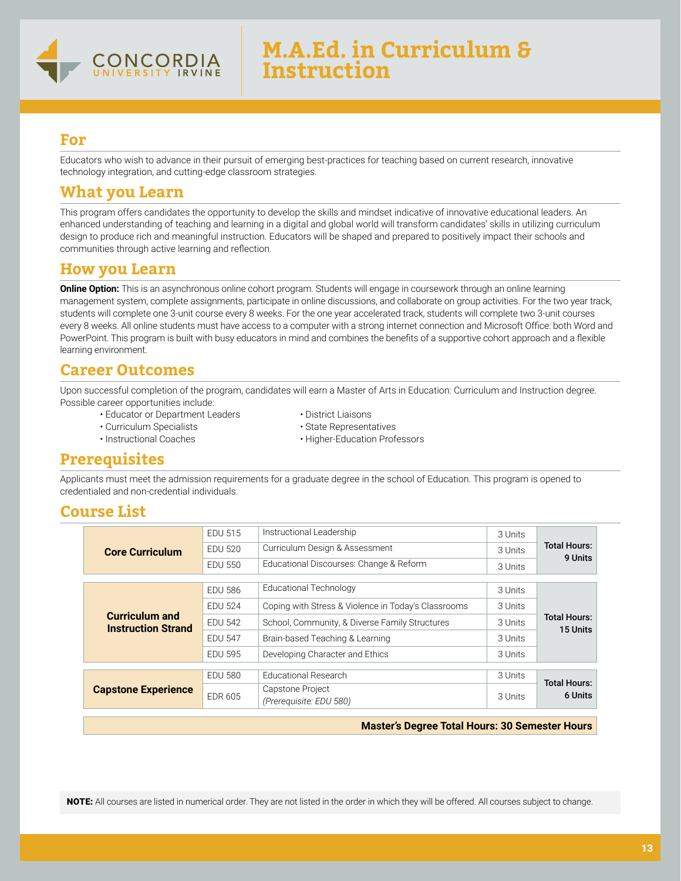# M.A.Ed. in Curriculum & Instruction

## For

Educators who wish to advance in their pursuit of emerging best-practices for teaching based on current research, innovative technology integration, and cutting-edge classroom strategies.

## What you Learn

This program offers candidates the opportunity to develop the skills and mindset indicative of innovative educational leaders. An enhanced understanding of teaching and learning in a digital and global world will transform candidates' skills in utilizing curriculum design to produce rich and meaningful instruction. Educators will be shaped and prepared to positively impact their schools and communities through active learning and reflection.

## How you Learn

**Online Option:** This is an asynchronous online cohort program. Students will engage in coursework through an online learning management system, complete assignments, participate in online discussions, and collaborate on group activities. For the two year track, students will complete one 3-unit course every 8 weeks. For the one year accelerated track, students will complete two 3-unit courses every 8 weeks. All online students must have access to a computer with a strong internet connection and Microsoft Office: both Word and PowerPoint. This program is built with busy educators in mind and combines the benefits of a supportive cohort approach and a flexible learning environment.

## Career Outcomes

Upon successful completion of the program, candidates will earn a Master of Arts in Education: Curriculum and Instruction degree. Possible career opportunities include:

- Educator or Department Leaders
- Curriculum Specialists
- Instructional Coaches
- District Liaisons
- State Representatives
- Higher-Education Professors

## Prerequisites

Applicants must meet the admission requirements for a graduate degree in the school of Education. This program is opened to credentialed and non-credential individuals.

## Course List

| | | | | |
|---|---|---|---|---|
| **Core Curriculum** | EDU 515 | Instructional Leadership | 3 Units | **Total Hours: 9 Units** |
| | EDU 520 | Curriculum Design & Assessment | 3 Units | |
| | EDU 550 | Educational Discourses: Change & Reform | 3 Units | |
| **Curriculum and Instruction Strand** | EDU 586 | Educational Technology | 3 Units | **Total Hours: 15 Units** |
| | EDU 524 | Coping with Stress & Violence in Today's Classrooms | 3 Units | |
| | EDU 542 | School, Community, & Diverse Family Structures | 3 Units | |
| | EDU 547 | Brain-based Teaching & Learning | 3 Units | |
| | EDU 595 | Developing Character and Ethics | 3 Units | |
| **Capstone Experience** | EDU 580 | Educational Research | 3 Units | **Total Hours: 6 Units** |
| | EDR 605 | Capstone Project *(Prerequisite: EDU 580)* | 3 Units | |

**Master's Degree Total Hours: 30 Semester Hours**

**NOTE:** All courses are listed in numerical order. They are not listed in the order in which they will be offered. All courses subject to change.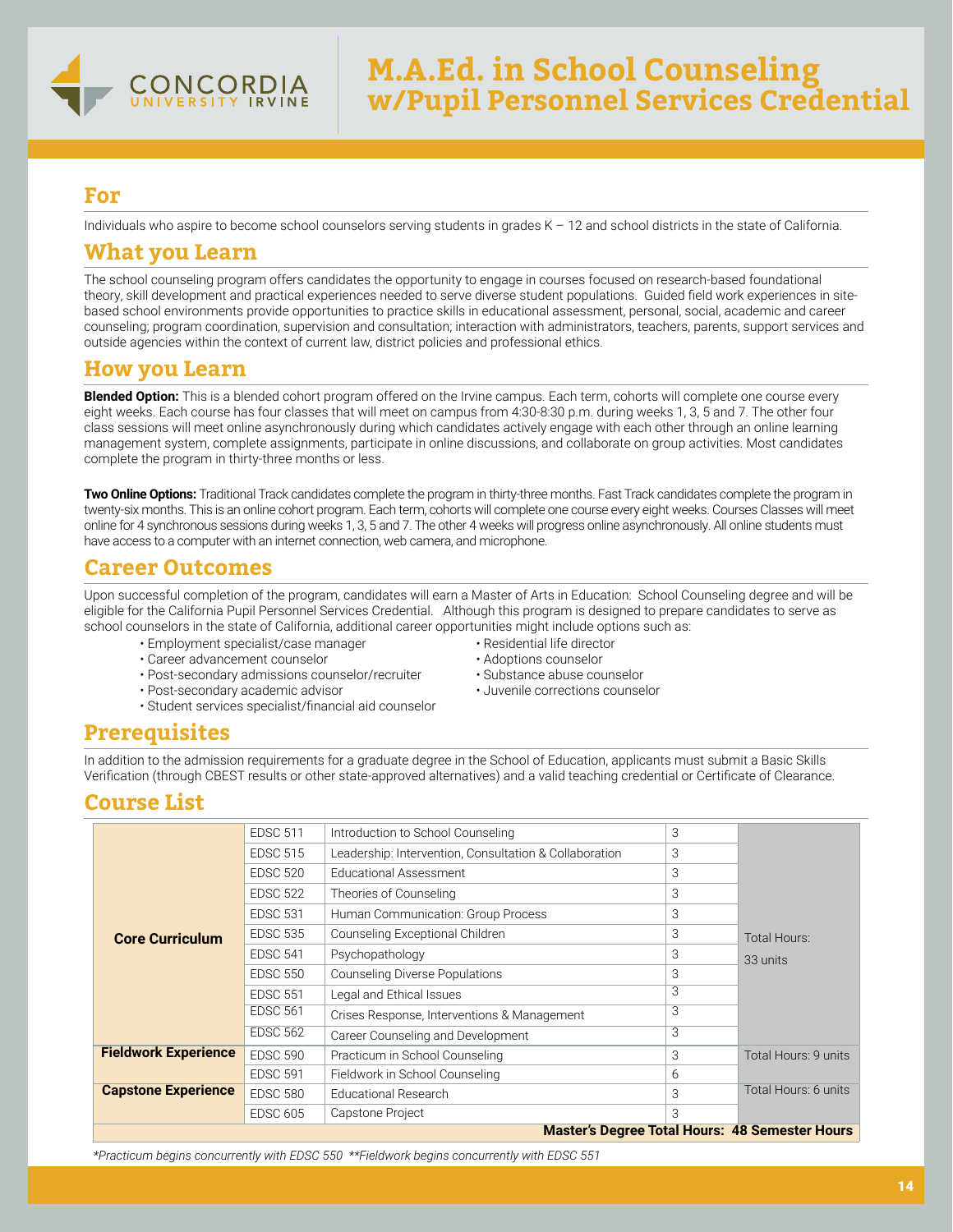# M.A.Ed. in School Counseling w/Pupil Personnel Services Credential

## For

Individuals who aspire to become school counselors serving students in grades K – 12 and school districts in the state of California.

## What you Learn

The school counseling program offers candidates the opportunity to engage in courses focused on research-based foundational theory, skill development and practical experiences needed to serve diverse student populations. Guided field work experiences in site-based school environments provide opportunities to practice skills in educational assessment, personal, social, academic and career counseling; program coordination, supervision and consultation; interaction with administrators, teachers, parents, support services and outside agencies within the context of current law, district policies and professional ethics.

## How you Learn

**Blended Option:** This is a blended cohort program offered on the Irvine campus. Each term, cohorts will complete one course every eight weeks. Each course has four classes that will meet on campus from 4:30-8:30 p.m. during weeks 1, 3, 5 and 7. The other four class sessions will meet online asynchronously during which candidates actively engage with each other through an online learning management system, complete assignments, participate in online discussions, and collaborate on group activities. Most candidates complete the program in thirty-three months or less.

**Two Online Options:** Traditional Track candidates complete the program in thirty-three months. Fast Track candidates complete the program in twenty-six months. This is an online cohort program. Each term, cohorts will complete one course every eight weeks. Courses Classes will meet online for 4 synchronous sessions during weeks 1, 3, 5 and 7. The other 4 weeks will progress online asynchronously. All online students must have access to a computer with an internet connection, web camera, and microphone.

## Career Outcomes

Upon successful completion of the program, candidates will earn a Master of Arts in Education: School Counseling degree and will be eligible for the California Pupil Personnel Services Credential. Although this program is designed to prepare candidates to serve as school counselors in the state of California, additional career opportunities might include options such as:

- Employment specialist/case manager
- Career advancement counselor
- Post-secondary admissions counselor/recruiter
- Post-secondary academic advisor
- Student services specialist/financial aid counselor
- Residential life director
- Adoptions counselor
- Substance abuse counselor
- Juvenile corrections counselor

## Prerequisites

In addition to the admission requirements for a graduate degree in the School of Education, applicants must submit a Basic Skills Verification (through CBEST results or other state-approved alternatives) and a valid teaching credential or Certificate of Clearance.

## Course List

| | Course | Title | Units | Total |
|---|---|---|---|---|
| **Core Curriculum** | EDSC 511 | Introduction to School Counseling | 3 | Total Hours: 33 units |
| | EDSC 515 | Leadership: Intervention, Consultation & Collaboration | 3 | |
| | EDSC 520 | Educational Assessment | 3 | |
| | EDSC 522 | Theories of Counseling | 3 | |
| | EDSC 531 | Human Communication: Group Process | 3 | |
| | EDSC 535 | Counseling Exceptional Children | 3 | |
| | EDSC 541 | Psychopathology | 3 | |
| | EDSC 550 | Counseling Diverse Populations | 3 | |
| | EDSC 551 | Legal and Ethical Issues | 3 | |
| | EDSC 561 | Crises Response, Interventions & Management | 3 | |
| | EDSC 562 | Career Counseling and Development | 3 | |
| **Fieldwork Experience** | EDSC 590 | Practicum in School Counseling | 3 | Total Hours: 9 units |
| | EDSC 591 | Fieldwork in School Counseling | 6 | |
| **Capstone Experience** | EDSC 580 | Educational Research | 3 | Total Hours: 6 units |
| | EDSC 605 | Capstone Project | 3 | |
| | | | | **Master's Degree Total Hours: 48 Semester Hours** |

*\*Practicum begins concurrently with EDSC 550 \*\*Fieldwork begins concurrently with EDSC 551*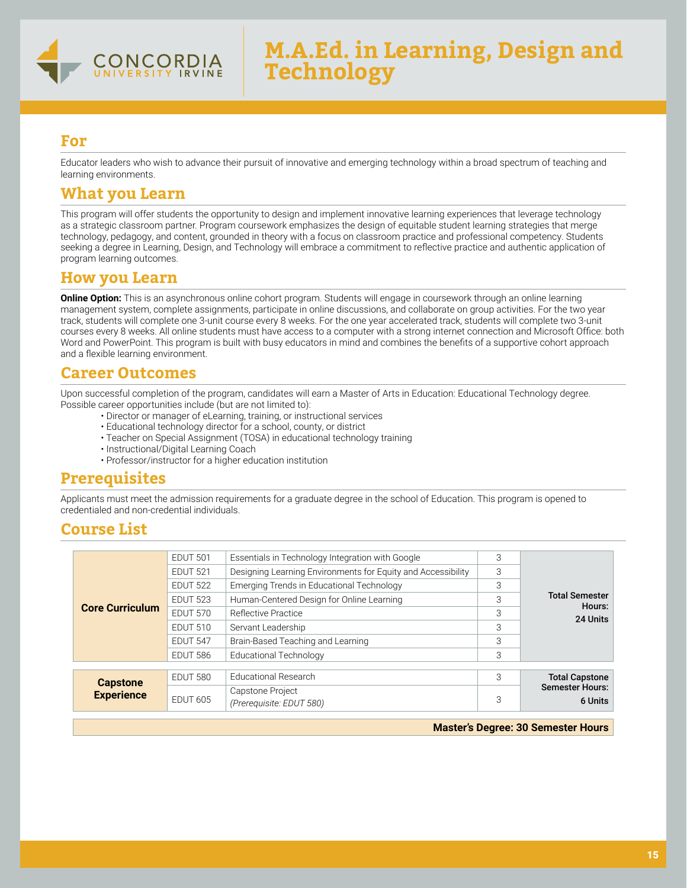# M.A.Ed. in Learning, Design and Technology

## For

Educator leaders who wish to advance their pursuit of innovative and emerging technology within a broad spectrum of teaching and learning environments.

## What you Learn

This program will offer students the opportunity to design and implement innovative learning experiences that leverage technology as a strategic classroom partner. Program coursework emphasizes the design of equitable student learning strategies that merge technology, pedagogy, and content, grounded in theory with a focus on classroom practice and professional competency. Students seeking a degree in Learning, Design, and Technology will embrace a commitment to reflective practice and authentic application of program learning outcomes.

## How you Learn

**Online Option:** This is an asynchronous online cohort program. Students will engage in coursework through an online learning management system, complete assignments, participate in online discussions, and collaborate on group activities. For the two year track, students will complete one 3-unit course every 8 weeks. For the one year accelerated track, students will complete two 3-unit courses every 8 weeks. All online students must have access to a computer with a strong internet connection and Microsoft Office: both Word and PowerPoint. This program is built with busy educators in mind and combines the benefits of a supportive cohort approach and a flexible learning environment.

## Career Outcomes

Upon successful completion of the program, candidates will earn a Master of Arts in Education: Educational Technology degree. Possible career opportunities include (but are not limited to):

- Director or manager of eLearning, training, or instructional services
- Educational technology director for a school, county, or district
- Teacher on Special Assignment (TOSA) in educational technology training
- Instructional/Digital Learning Coach
- Professor/instructor for a higher education institution

## Prerequisites

Applicants must meet the admission requirements for a graduate degree in the school of Education. This program is opened to credentialed and non-credential individuals.

## Course List

| | | | | |
|---|---|---|---|---|
| **Core Curriculum** | EDUT 501 | Essentials in Technology Integration with Google | 3 | **Total Semester Hours: 24 Units** |
| | EDUT 521 | Designing Learning Environments for Equity and Accessibility | 3 | |
| | EDUT 522 | Emerging Trends in Educational Technology | 3 | |
| | EDUT 523 | Human-Centered Design for Online Learning | 3 | |
| | EDUT 570 | Reflective Practice | 3 | |
| | EDUT 510 | Servant Leadership | 3 | |
| | EDUT 547 | Brain-Based Teaching and Learning | 3 | |
| | EDUT 586 | Educational Technology | 3 | |
| **Capstone Experience** | EDUT 580 | Educational Research | 3 | **Total Capstone Semester Hours: 6 Units** |
| | EDUT 605 | Capstone Project *(Prerequisite: EDUT 580)* | 3 | |
| | | | | **Master's Degree: 30 Semester Hours** |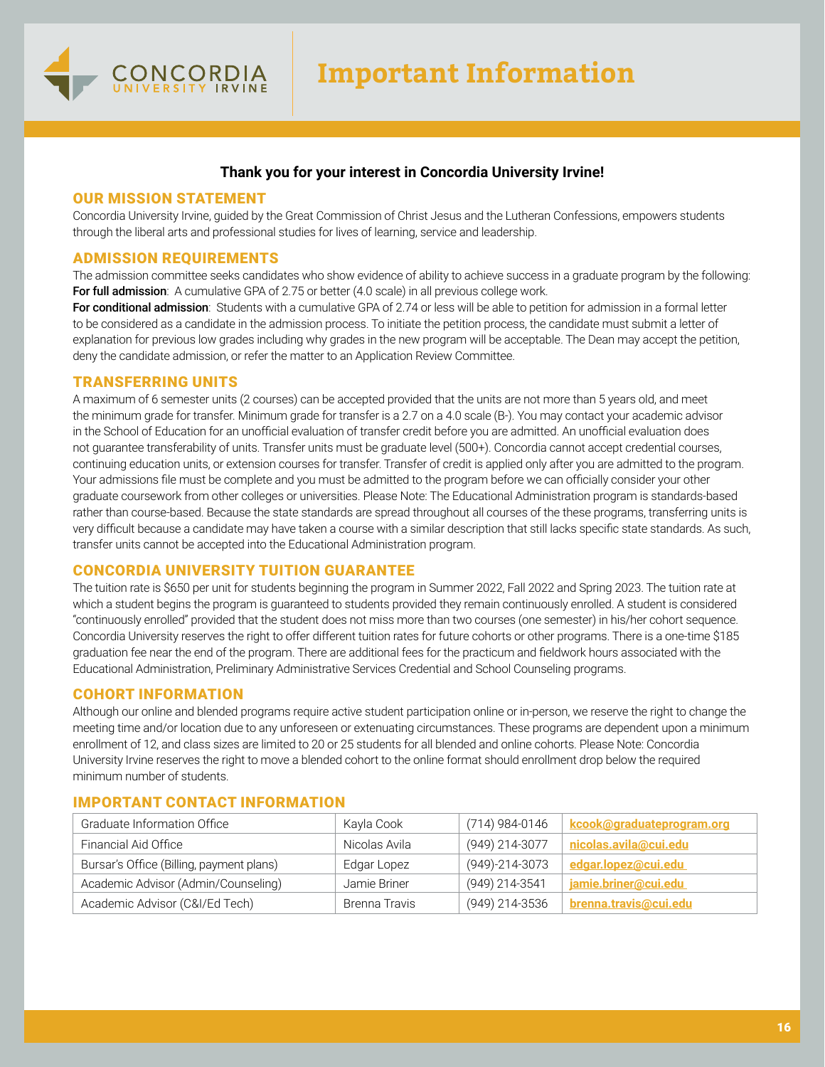CONCORDIA UNIVERSITY IRVINE

# Important Information

**Thank you for your interest in Concordia University Irvine!**

## OUR MISSION STATEMENT

Concordia University Irvine, guided by the Great Commission of Christ Jesus and the Lutheran Confessions, empowers students through the liberal arts and professional studies for lives of learning, service and leadership.

## ADMISSION REQUIREMENTS

The admission committee seeks candidates who show evidence of ability to achieve success in a graduate program by the following:
**For full admission**: A cumulative GPA of 2.75 or better (4.0 scale) in all previous college work.
**For conditional admission**: Students with a cumulative GPA of 2.74 or less will be able to petition for admission in a formal letter to be considered as a candidate in the admission process. To initiate the petition process, the candidate must submit a letter of explanation for previous low grades including why grades in the new program will be acceptable. The Dean may accept the petition, deny the candidate admission, or refer the matter to an Application Review Committee.

## TRANSFERRING UNITS

A maximum of 6 semester units (2 courses) can be accepted provided that the units are not more than 5 years old, and meet the minimum grade for transfer. Minimum grade for transfer is a 2.7 on a 4.0 scale (B-). You may contact your academic advisor in the School of Education for an unofficial evaluation of transfer credit before you are admitted. An unofficial evaluation does not guarantee transferability of units. Transfer units must be graduate level (500+). Concordia cannot accept credential courses, continuing education units, or extension courses for transfer. Transfer of credit is applied only after you are admitted to the program. Your admissions file must be complete and you must be admitted to the program before we can officially consider your other graduate coursework from other colleges or universities. Please Note: The Educational Administration program is standards-based rather than course-based. Because the state standards are spread throughout all courses of the these programs, transferring units is very difficult because a candidate may have taken a course with a similar description that still lacks specific state standards. As such, transfer units cannot be accepted into the Educational Administration program.

## CONCORDIA UNIVERSITY TUITION GUARANTEE

The tuition rate is $650 per unit for students beginning the program in Summer 2022, Fall 2022 and Spring 2023. The tuition rate at which a student begins the program is guaranteed to students provided they remain continuously enrolled. A student is considered "continuously enrolled" provided that the student does not miss more than two courses (one semester) in his/her cohort sequence. Concordia University reserves the right to offer different tuition rates for future cohorts or other programs. There is a one-time $185 graduation fee near the end of the program. There are additional fees for the practicum and fieldwork hours associated with the Educational Administration, Preliminary Administrative Services Credential and School Counseling programs.

## COHORT INFORMATION

Although our online and blended programs require active student participation online or in-person, we reserve the right to change the meeting time and/or location due to any unforeseen or extenuating circumstances. These programs are dependent upon a minimum enrollment of 12, and class sizes are limited to 20 or 25 students for all blended and online cohorts. Please Note: Concordia University Irvine reserves the right to move a blended cohort to the online format should enrollment drop below the required minimum number of students.

## IMPORTANT CONTACT INFORMATION

| | | | |
|---|---|---|---|
| Graduate Information Office | Kayla Cook | (714) 984-0146 | kcook@graduateprogram.org |
| Financial Aid Office | Nicolas Avila | (949) 214-3077 | nicolas.avila@cui.edu |
| Bursar's Office (Billing, payment plans) | Edgar Lopez | (949)-214-3073 | edgar.lopez@cui.edu |
| Academic Advisor (Admin/Counseling) | Jamie Briner | (949) 214-3541 | jamie.briner@cui.edu |
| Academic Advisor (C&I/Ed Tech) | Brenna Travis | (949) 214-3536 | brenna.travis@cui.edu |